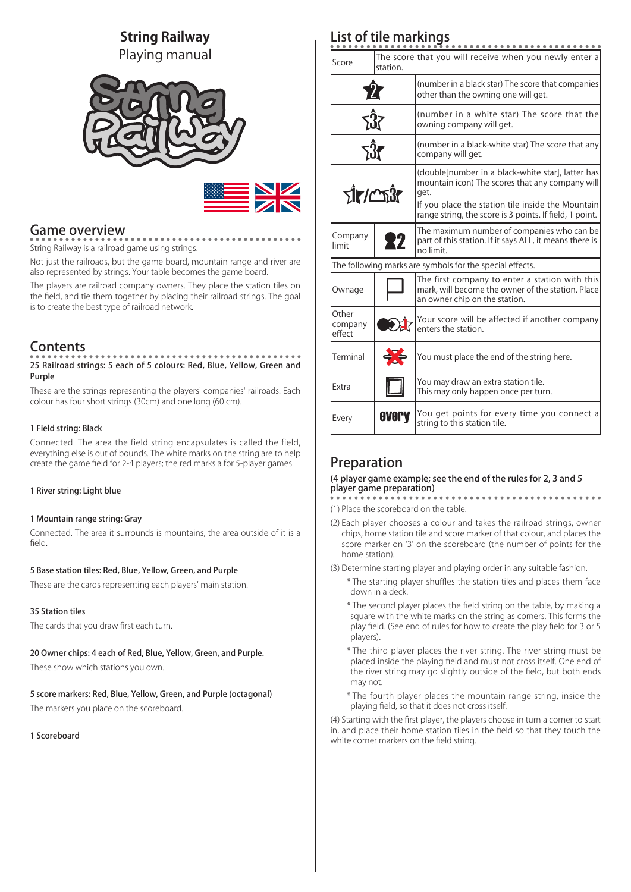# String Railway

Playing manual

## Game overview

String Railway is a railroad game using strings.

Not just the railroads, but the game board, mountain range and river are also represented by strings. Your table becomes the game board.

The players are railroad company owners. They place the station tiles on the field, and tie them together by placing their railroad strings. The goal is to create the best type of railroad network.

## Contents

**25 Railroad strings: 5 each of 5 colours: Red, Blue, Yellow, Green and Purple**

These are the strings representing the players' companies' railroads. Each colour has four short strings (30cm) and one long (60 cm).

**1 Field string: Black**

Connected. The area the field string encapsulates is called the field, everything else is out of bounds. The white marks on the string are to help create the game field for 2-4 players; the red marks a for 5-player games.

**1 River string: Light blue**

**1 Mountain range string: Gray**

Connected. The area it surrounds is mountains, the area outside of it is a field.

**5 Base station tiles: Red, Blue, Yellow, Green, and Purple**

These are the cards representing each players' main station.

**35 Station tiles**

The cards that you draw first each turn.

**20 Owner chips: 4 each of Red, Blue, Yellow, Green, and Purple.**

These show which stations you own.

**5 score markers: Red, Blue, Yellow, Green, and Purple (octagonal)**

The markers you place on the scoreboard.

**1 Scoreboard**

## List of tile markings

| | | |
|---|---|---|
| Score | | The score that you will receive when you newly enter a station. |
| | 2 (black star) | (number in a black star) The score that companies other than the owning one will get. |
| | 3 (white star) | (number in a white star) The score that the owning company will get. |
| | 3 (black-white star) | (number in a black-white star) The score that any company will get. |
| | 1 / 3 (mountain) | (double[number in a black-white star], latter has mountain icon) The scores that any company will get. If you place the station tile inside the Mountain range string, the score is 3 points. If field, 1 point. |
| Company limit | 2 | The maximum number of companies who can be part of this station. If it says ALL, it means there is no limit. |
| The following marks are symbols for the special effects. | | |
| Ownage | | The first company to enter a station with this mark, will become the owner of the station. Place an owner chip on the station. |
| Other company effect | | Your score will be affected if another company enters the station. |
| Terminal | | You must place the end of the string here. |
| Extra | | You may draw an extra station tile. This may only happen once per turn. |
| Every | every | You get points for every time you connect a string to this station tile. |

## Preparation

**(4 player game example; see the end of the rules for 2, 3 and 5 player game preparation)**

(1) Place the scoreboard on the table.

(2) Each player chooses a colour and takes the railroad strings, owner chips, home station tile and score marker of that colour, and places the score marker on '3' on the scoreboard (the number of points for the home station).

(3) Determine starting player and playing order in any suitable fashion.

* The starting player shuffles the station tiles and places them face down in a deck.

* The second player places the field string on the table, by making a square with the white marks on the string as corners. This forms the play field. (See end of rules for how to create the play field for 3 or 5 players).

* The third player places the river string. The river string must be placed inside the playing field and must not cross itself. One end of the river string may go slightly outside of the field, but both ends may not.

* The fourth player places the mountain range string, inside the playing field, so that it does not cross itself.

(4) Starting with the first player, the players choose in turn a corner to start in, and place their home station tiles in the field so that they touch the white corner markers on the field string.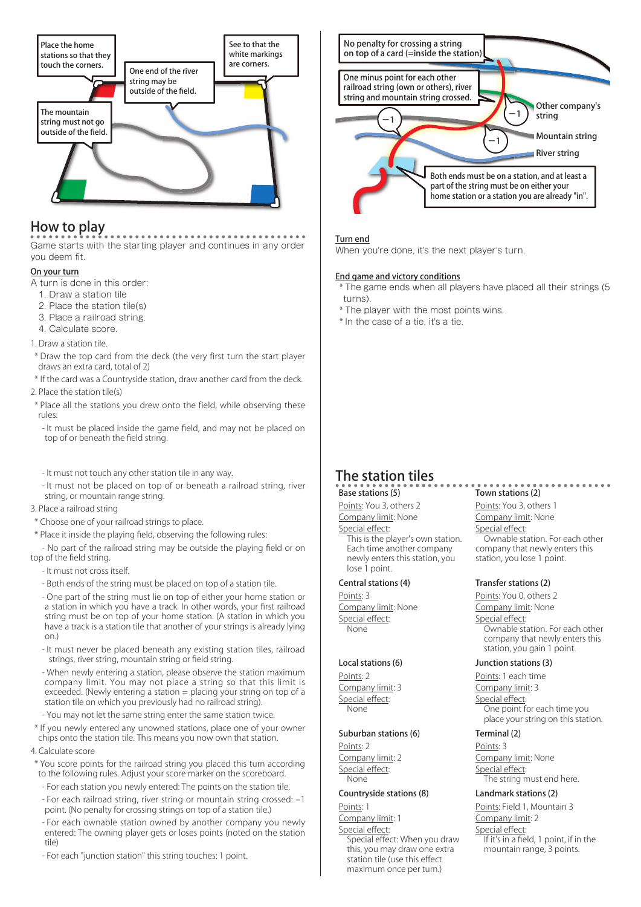Place the home stations so that they touch the corners.

One end of the river string may be outside of the field.

See to that the white markings are corners.

The mountain string must not go outside of the field.

No penalty for crossing a string on top of a card (=inside the station)

One minus point for each other railroad string (own or others), river string and mountain string crossed.

−1 −1 −1

Other company's string

Mountain string

River string

Both ends must be on a station, and at least a part of the string must be on either your home station or a station you are already "in".

## How to play

Game starts with the starting player and continues in any order you deem fit.

### On your turn

A turn is done in this order:

1. Draw a station tile
2. Place the station tile(s)
3. Place a railroad string.
4. Calculate score.

1. Draw a station tile.

- * Draw the top card from the deck (the very first turn the start player draws an extra card, total of 2)
- * If the card was a Countryside station, draw another card from the deck.

2. Place the station tile(s)

- * Place all the stations you drew onto the field, while observing these rules:
  - It must be placed inside the game field, and may not be placed on top of or beneath the field string.
  - It must not touch any other station tile in any way.
  - It must not be placed on top of or beneath a railroad string, river string, or mountain range string.

3. Place a railroad string

- * Choose one of your railroad strings to place.
- * Place it inside the playing field, observing the following rules:
  - No part of the railroad string may be outside the playing field or on top of the field string.
  - It must not cross itself.
  - Both ends of the string must be placed on top of a station tile.
  - One part of the string must lie on top of either your home station or a station in which you have a track. In other words, your first railroad string must be on top of your home station. (A station in which you have a track is a station tile that another of your strings is already lying on.)
  - It must never be placed beneath any existing station tiles, railroad strings, river string, mountain string or field string.
  - When newly entering a station, please observe the station maximum company limit. You may not place a string so that this limit is exceeded. (Newly entering a station = placing your string on top of a station tile on which you previously had no railroad string).
  - You may not let the same string enter the same station twice.
- * If you newly entered any unowned stations, place one of your owner chips onto the station tile. This means you now own that station.

4. Calculate score

- * You score points for the railroad string you placed this turn according to the following rules. Adjust your score marker on the scoreboard.
  - For each station you newly entered: The points on the station tile.
  - For each railroad string, river string or mountain string crossed: −1 point. (No penalty for crossing strings on top of a station tile.)
  - For each ownable station owned by another company you newly entered: The owning player gets or loses points (noted on the station tile)
  - For each "junction station" this string touches: 1 point.

### Turn end

When you're done, it's the next player's turn.

### End game and victory conditions

- * The game ends when all players have placed all their strings (5 turns).
- * The player with the most points wins.
- * In the case of a tie, it's a tie.

## The station tiles

### Base stations (5)

Points: You 3, others 2

Company limit: None

Special effect:
This is the player's own station. Each time another company newly enters this station, you lose 1 point.

### Town stations (2)

Points: You 3, others 1

Company limit: None

Special effect:
Ownable station. For each other company that newly enters this station, you lose 1 point.

### Central stations (4)

Points: 3

Company limit: None

Special effect:
None

### Transfer stations (2)

Points: You 0, others 2

Company limit: None

Special effect:
Ownable station. For each other company that newly enters this station, you gain 1 point.

### Local stations (6)

Points: 2

Company limit: 3

Special effect:
None

### Junction stations (3)

Points: 1 each time

Company limit: 3

Special effect:
One point for each time you place your string on this station.

### Suburban stations (6)

Points: 2

Company limit: 2

Special effect:
None

### Terminal (2)

Points: 3

Company limit: None

Special effect:
The string must end here.

### Countryside stations (8)

Points: 1

Company limit: 1

Special effect:
Special effect: When you draw this, you may draw one extra station tile (use this effect maximum once per turn.)

### Landmark stations (2)

Points: Field 1, Mountain 3

Company limit: 2

Special effect:
If it's in a field, 1 point, if in the mountain range, 3 points.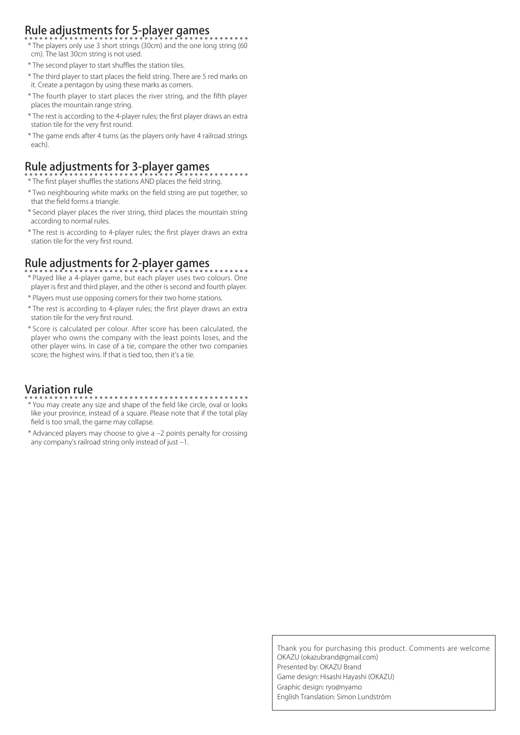## Rule adjustments for 5-player games

* The players only use 3 short strings (30cm) and the one long string (60 cm). The last 30cm string is not used.
* The second player to start shuffles the station tiles.
* The third player to start places the field string. There are 5 red marks on it. Create a pentagon by using these marks as corners.
* The fourth player to start places the river string, and the fifth player places the mountain range string.
* The rest is according to the 4-player rules; the first player draws an extra station tile for the very first round.
* The game ends after 4 turns (as the players only have 4 railroad strings each).

## Rule adjustments for 3-player games

* The first player shuffles the stations AND places the field string.
* Two neighbouring white marks on the field string are put together, so that the field forms a triangle.
* Second player places the river string, third places the mountain string according to normal rules.
* The rest is according to 4-player rules; the first player draws an extra station tile for the very first round.

## Rule adjustments for 2-player games

* Played like a 4-player game, but each player uses two colours. One player is first and third player, and the other is second and fourth player.
* Players must use opposing corners for their two home stations.
* The rest is according to 4-player rules; the first player draws an extra station tile for the very first round.
* Score is calculated per colour. After score has been calculated, the player who owns the company with the least points loses, and the other player wins. In case of a tie, compare the other two companies score; the highest wins. If that is tied too, then it's a tie.

## Variation rule

* You may create any size and shape of the field like circle, oval or looks like your province, instead of a square. Please note that if the total play field is too small, the game may collapse.
* Advanced players may choose to give a –2 points penalty for crossing any company's railroad string only instead of just –1.

Thank you for purchasing this product. Comments are welcome
OKAZU (okazubrand@gmail.com)
Presented by: OKAZU Brand
Game design: Hisashi Hayashi (OKAZU)
Graphic design: ryo@nyamo
English Translation: Simon Lundström